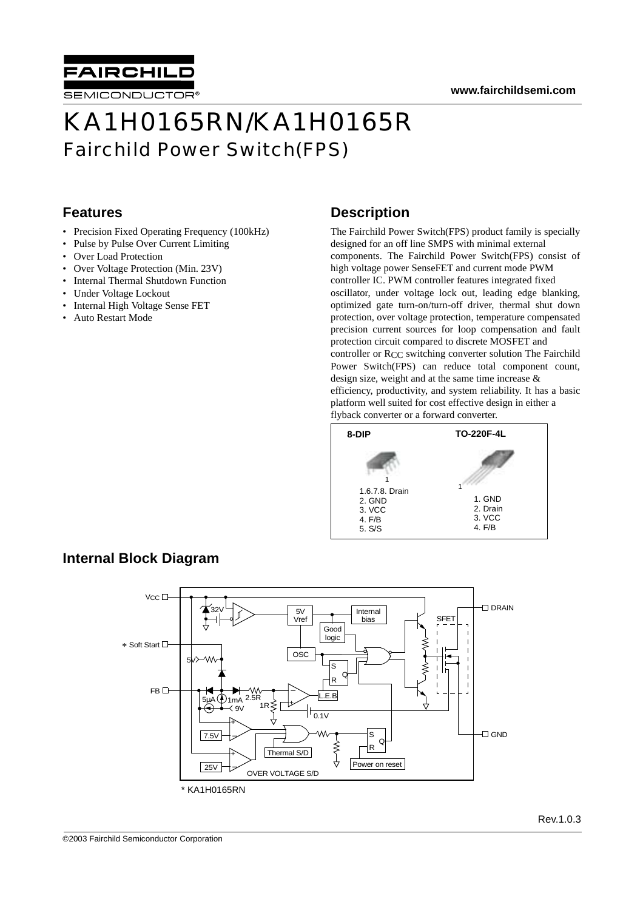# KA1H0165RN/KA1H0165R

## Fairchild Power Switch(FPS)

### Features

- Precision Fixed Operating Frequency (100kHz)
- Pulse by Pulse Over Current Limiting
- Over Load Protection
- Over Voltage Protection (Min. 23V)
- Internal Thermal Shutdown Function
- Under Voltage Lockout
- Internal High Voltage Sense FET
- Auto Restart Mode

### Description

The Fairchild Power Switch(FPS) product family is specially designed for an off line SMPS with minimal external components. The Fairchild Power Switch(FPS) consist of high voltage power SenseFET and current mode PWM controller IC. PWM controller features integrated fixed oscillator, under voltage lock out, leading edge blanking, optimized gate turn-on/turn-off driver, thermal shut down protection, over voltage protection, temperature compensated precision current sources for loop compensation and fault protection circuit compared to discrete MOSFET and controller or $R_{CC}$ switching converter solution The Fairchild Power Switch(FPS) can reduce total component count, design size, weight and at the same time increase & efficiency, productivity, and system reliability. It has a basic platform well suited for cost effective design in either a flyback converter or a forward converter.

**8-DIP**

1.6.7.8. Drain
2. GND
3. VCC
4. F/B
5. S/S

**TO-220F-4L**

1. GND
2. Drain
3. VCC
4. F/B

### Internal Block Diagram

* KA1H0165RN

Rev.1.0.3

©2003 Fairchild Semiconductor Corporation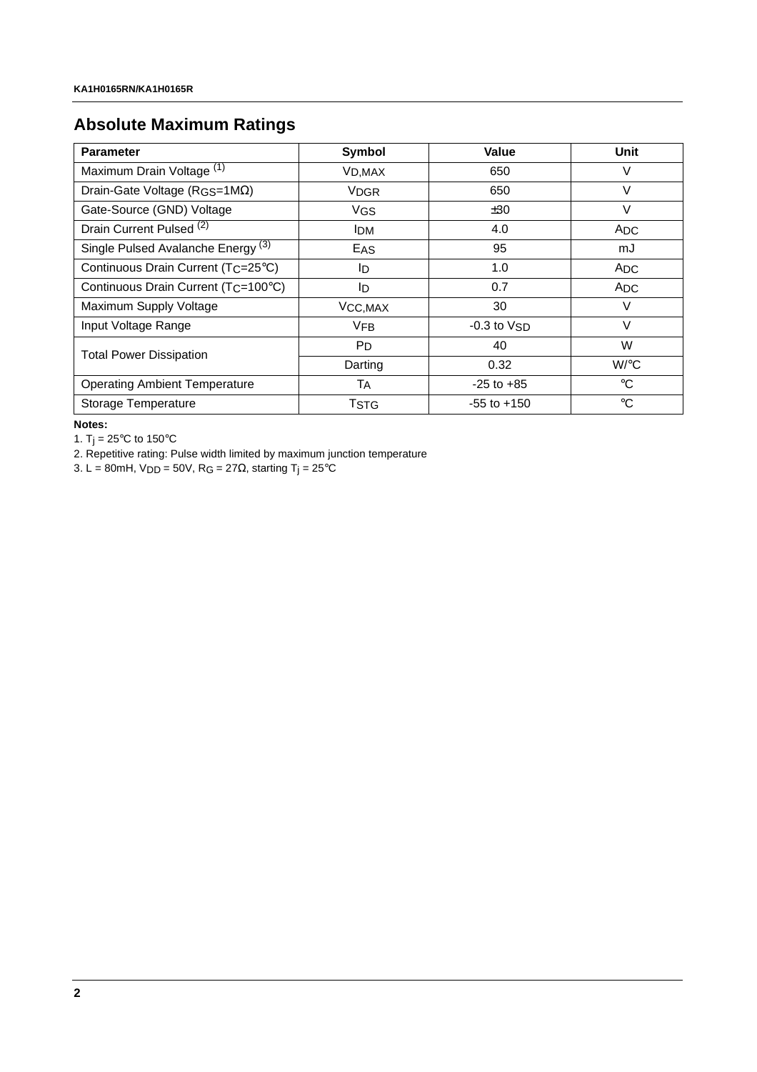## Absolute Maximum Ratings

| Parameter | Symbol | Value | Unit |
|---|---|---|---|
| Maximum Drain Voltage (1) | $V_{D,MAX}$ | 650 | V |
| Drain-Gate Voltage ($R_{GS}$=1MΩ) | $V_{DGR}$ | 650 | V |
| Gate-Source (GND) Voltage | $V_{GS}$ | ±30 | V |
| Drain Current Pulsed (2) | $I_{DM}$ | 4.0 | $A_{DC}$ |
| Single Pulsed Avalanche Energy (3) | $E_{AS}$ | 95 | mJ |
| Continuous Drain Current ($T_C$=25°C) | $I_D$ | 1.0 | $A_{DC}$ |
| Continuous Drain Current ($T_C$=100°C) | $I_D$ | 0.7 | $A_{DC}$ |
| Maximum Supply Voltage | $V_{CC,MAX}$ | 30 | V |
| Input Voltage Range | $V_{FB}$ | -0.3 to $V_{SD}$ | V |
| Total Power Dissipation | $P_D$ | 40 | W |
| | Darting | 0.32 | W/°C |
| Operating Ambient Temperature | $T_A$ | -25 to +85 | °C |
| Storage Temperature | $T_{STG}$ | -55 to +150 | °C |

**Notes:**

1. $T_j$ = 25°C to 150°C
2. Repetitive rating: Pulse width limited by maximum junction temperature
3. L = 80mH, $V_{DD}$ = 50V, $R_G$ = 27Ω, starting $T_j$ = 25°C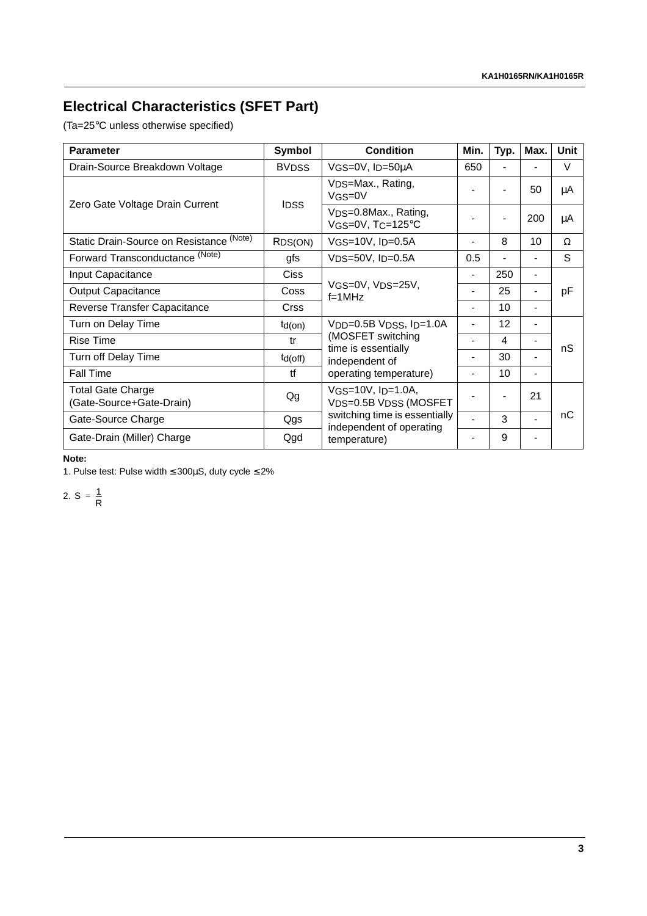## Electrical Characteristics (SFET Part)

(Ta=25°C unless otherwise specified)

| Parameter | Symbol | Condition | Min. | Typ. | Max. | Unit |
|---|---|---|---|---|---|---|
| Drain-Source Breakdown Voltage | $BV_{DSS}$ | $V_{GS}$=0V, $I_D$=50μA | 650 | - | - | V |
| Zero Gate Voltage Drain Current | $I_{DSS}$ | $V_{DS}$=Max., Rating, $V_{GS}$=0V | - | - | 50 | μA |
| | | $V_{DS}$=0.8Max., Rating, $V_{GS}$=0V, $T_C$=125°C | - | - | 200 | μA |
| Static Drain-Source on Resistance (Note) | $R_{DS(ON)}$ | $V_{GS}$=10V, $I_D$=0.5A | - | 8 | 10 | Ω |
| Forward Transconductance (Note) | gfs | $V_{DS}$=50V, $I_D$=0.5A | 0.5 | - | - | S |
| Input Capacitance | Ciss | $V_{GS}$=0V, $V_{DS}$=25V, f=1MHz | - | 250 | - | pF |
| Output Capacitance | Coss | | - | 25 | - | |
| Reverse Transfer Capacitance | Crss | | - | 10 | - | |
| Turn on Delay Time | $t_{d(on)}$ | $V_{DD}$=0.5B $V_{DSS}$, $I_D$=1.0A (MOSFET switching time is essentially independent of operating temperature) | - | 12 | - | nS |
| Rise Time | tr | | - | 4 | - | |
| Turn off Delay Time | $t_{d(off)}$ | | - | 30 | - | |
| Fall Time | tf | | - | 10 | - | |
| Total Gate Charge (Gate-Source+Gate-Drain) | Qg | $V_{GS}$=10V, $I_D$=1.0A, $V_{DS}$=0.5B $V_{DSS}$ (MOSFET switching time is essentially independent of operating temperature) | - | - | 21 | nC |
| Gate-Source Charge | Qgs | | - | 3 | - | |
| Gate-Drain (Miller) Charge | Qgd | | - | 9 | - | |

**Note:**

1. Pulse test: Pulse width ≤ 300μS, duty cycle ≤ 2%

2. $S = \frac{1}{R}$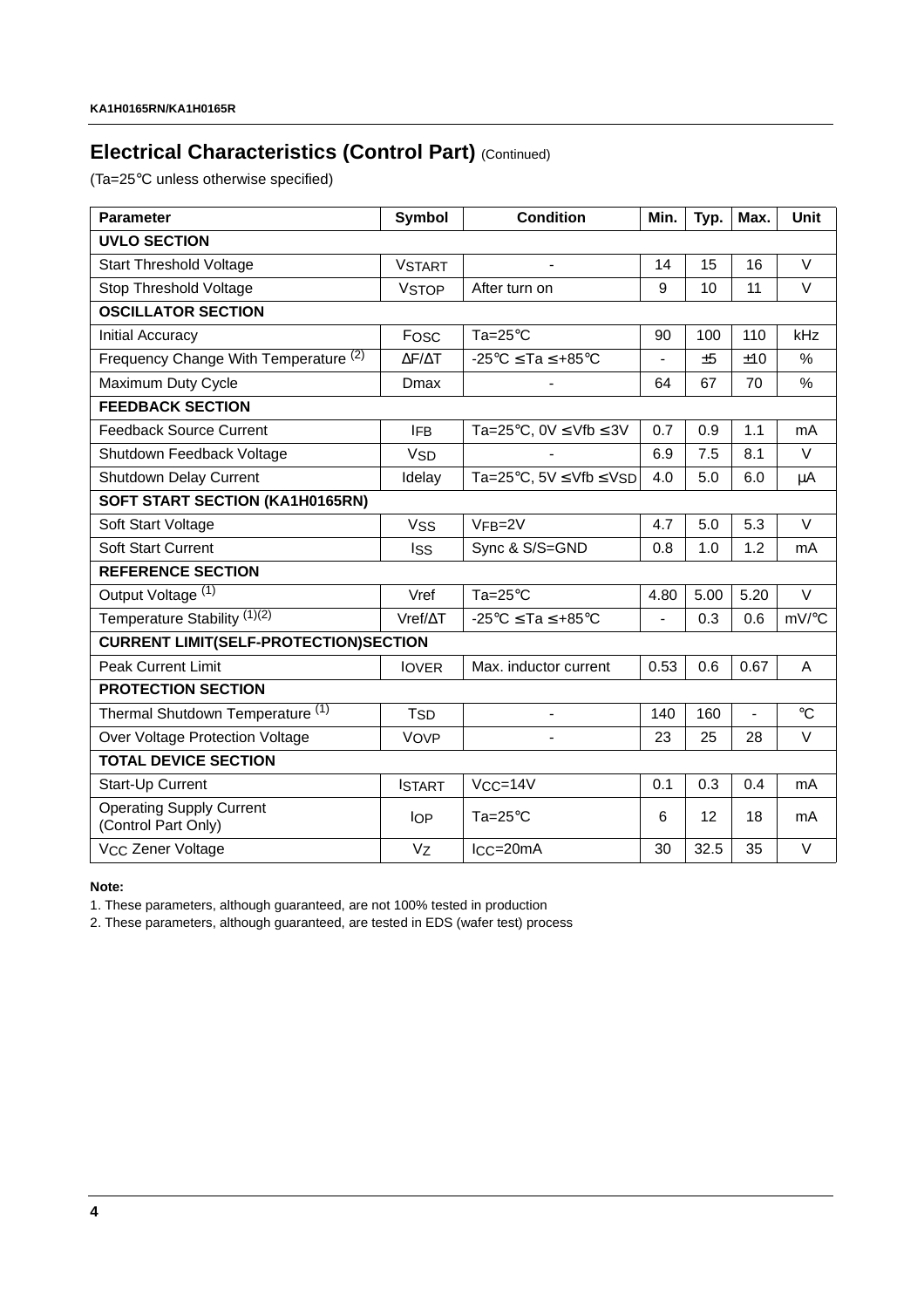## Electrical Characteristics (Control Part) (Continued)

(Ta=25°C unless otherwise specified)

| Parameter | Symbol | Condition | Min. | Typ. | Max. | Unit |
|---|---|---|---|---|---|---|
| **UVLO SECTION** | | | | | | |
| Start Threshold Voltage | $V_{START}$ | - | 14 | 15 | 16 | V |
| Stop Threshold Voltage | $V_{STOP}$ | After turn on | 9 | 10 | 11 | V |
| **OSCILLATOR SECTION** | | | | | | |
| Initial Accuracy | $F_{OSC}$ | Ta=25°C | 90 | 100 | 110 | kHz |
| Frequency Change With Temperature [2] | $\Delta F/\Delta T$ | -25°C ≤ Ta ≤ +85°C | - | ±5 | ±10 | % |
| Maximum Duty Cycle | Dmax | - | 64 | 67 | 70 | % |
| **FEEDBACK SECTION** | | | | | | |
| Feedback Source Current | $I_{FB}$ | Ta=25°C, 0V ≤ Vfb ≤ 3V | 0.7 | 0.9 | 1.1 | mA |
| Shutdown Feedback Voltage | $V_{SD}$ | - | 6.9 | 7.5 | 8.1 | V |
| Shutdown Delay Current | Idelay | Ta=25°C, 5V ≤ Vfb ≤ $V_{SD}$ | 4.0 | 5.0 | 6.0 | μA |
| **SOFT START SECTION (KA1H0165RN)** | | | | | | |
| Soft Start Voltage | $V_{SS}$ | $V_{FB}$=2V | 4.7 | 5.0 | 5.3 | V |
| Soft Start Current | $I_{SS}$ | Sync & S/S=GND | 0.8 | 1.0 | 1.2 | mA |
| **REFERENCE SECTION** | | | | | | |
| Output Voltage [1] | Vref | Ta=25°C | 4.80 | 5.00 | 5.20 | V |
| Temperature Stability [1][2] | Vref/ΔT | -25°C ≤ Ta ≤ +85°C | - | 0.3 | 0.6 | mV/°C |
| **CURRENT LIMIT(SELF-PROTECTION)SECTION** | | | | | | |
| Peak Current Limit | $I_{OVER}$ | Max. inductor current | 0.53 | 0.6 | 0.67 | A |
| **PROTECTION SECTION** | | | | | | |
| Thermal Shutdown Temperature [1] | $T_{SD}$ | - | 140 | 160 | - | °C |
| Over Voltage Protection Voltage | $V_{OVP}$ | - | 23 | 25 | 28 | V |
| **TOTAL DEVICE SECTION** | | | | | | |
| Start-Up Current | $I_{START}$ | $V_{CC}$=14V | 0.1 | 0.3 | 0.4 | mA |
| Operating Supply Current (Control Part Only) | $I_{OP}$ | Ta=25°C | 6 | 12 | 18 | mA |
| $V_{CC}$ Zener Voltage | $V_Z$ | $I_{CC}$=20mA | 30 | 32.5 | 35 | V |

**Note:**

1. These parameters, although guaranteed, are not 100% tested in production
2. These parameters, although guaranteed, are tested in EDS (wafer test) process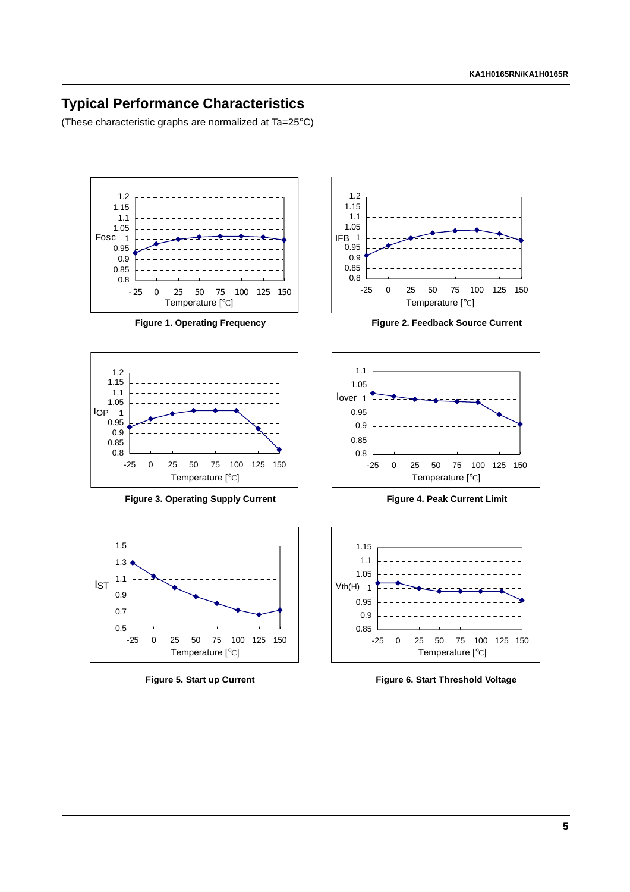## Typical Performance Characteristics

(These characteristic graphs are normalized at Ta=25°C)

**Figure 1. Operating Frequency**

**Figure 2. Feedback Source Current**

**Figure 3. Operating Supply Current**

**Figure 4. Peak Current Limit**

**Figure 5. Start up Current**

**Figure 6. Start Threshold Voltage**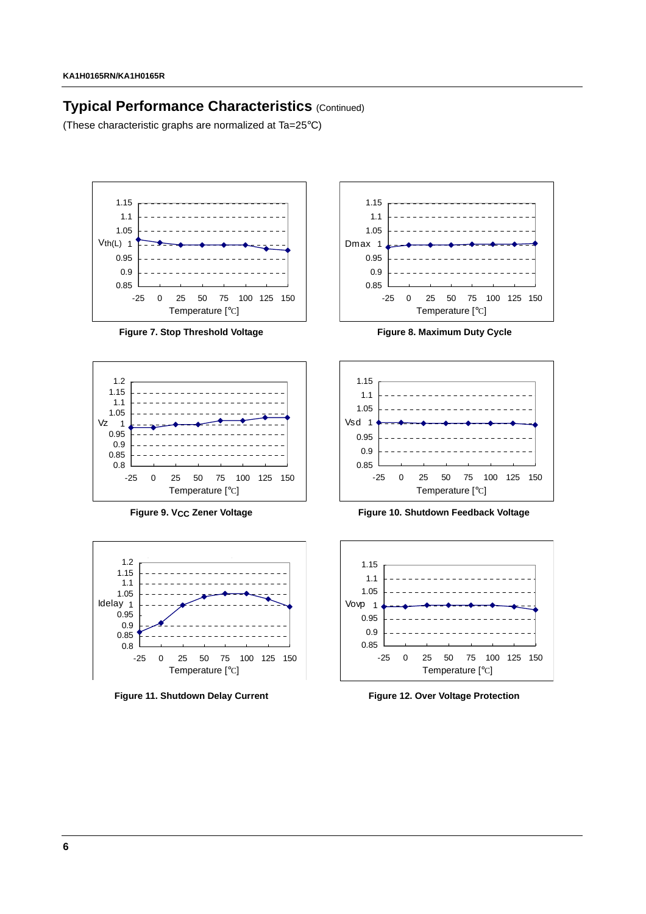## Typical Performance Characteristics (Continued)

(These characteristic graphs are normalized at Ta=25°C)

**Figure 7. Stop Threshold Voltage**

**Figure 8. Maximum Duty Cycle**

**Figure 9. $V_{CC}$ Zener Voltage**

**Figure 10. Shutdown Feedback Voltage**

**Figure 11. Shutdown Delay Current**

**Figure 12. Over Voltage Protection**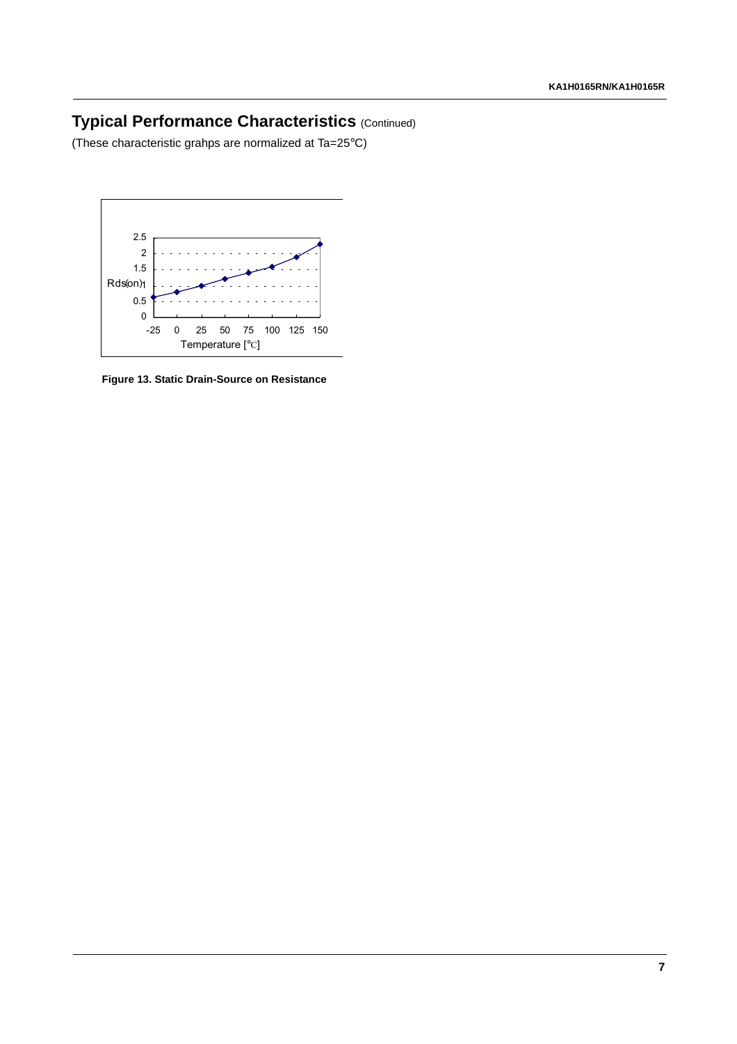## Typical Performance Characteristics (Continued)

(These characteristic grahps are normalized at Ta=25°C)

Figure 13. Static Drain-Source on Resistance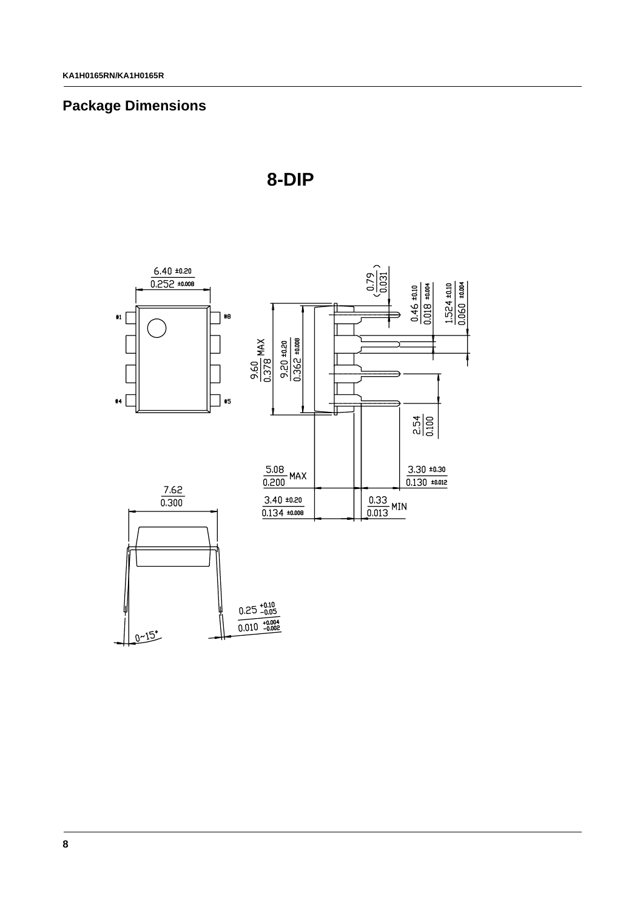## Package Dimensions

### 8-DIP

#1 #8

#4 #5

6.40 ±0.20
0.252 ±0.008

9.60 / 0.378 MAX

9.20 ±0.20 / 0.362 ±0.008

( 0.79 / 0.031 )

0.46 ±0.10 / 0.018 ±0.004

1.524 ±0.10 / 0.060 ±0.004

2.54 / 0.100

5.08 / 0.200 MAX

3.30 ±0.30 / 0.130 ±0.012

3.40 ±0.20 / 0.134 ±0.008

0.33 / 0.013 MIN

7.62 / 0.300

0.25 $^{+0.10}_{-0.05}$

0.010 $^{+0.004}_{-0.002}$

0~15°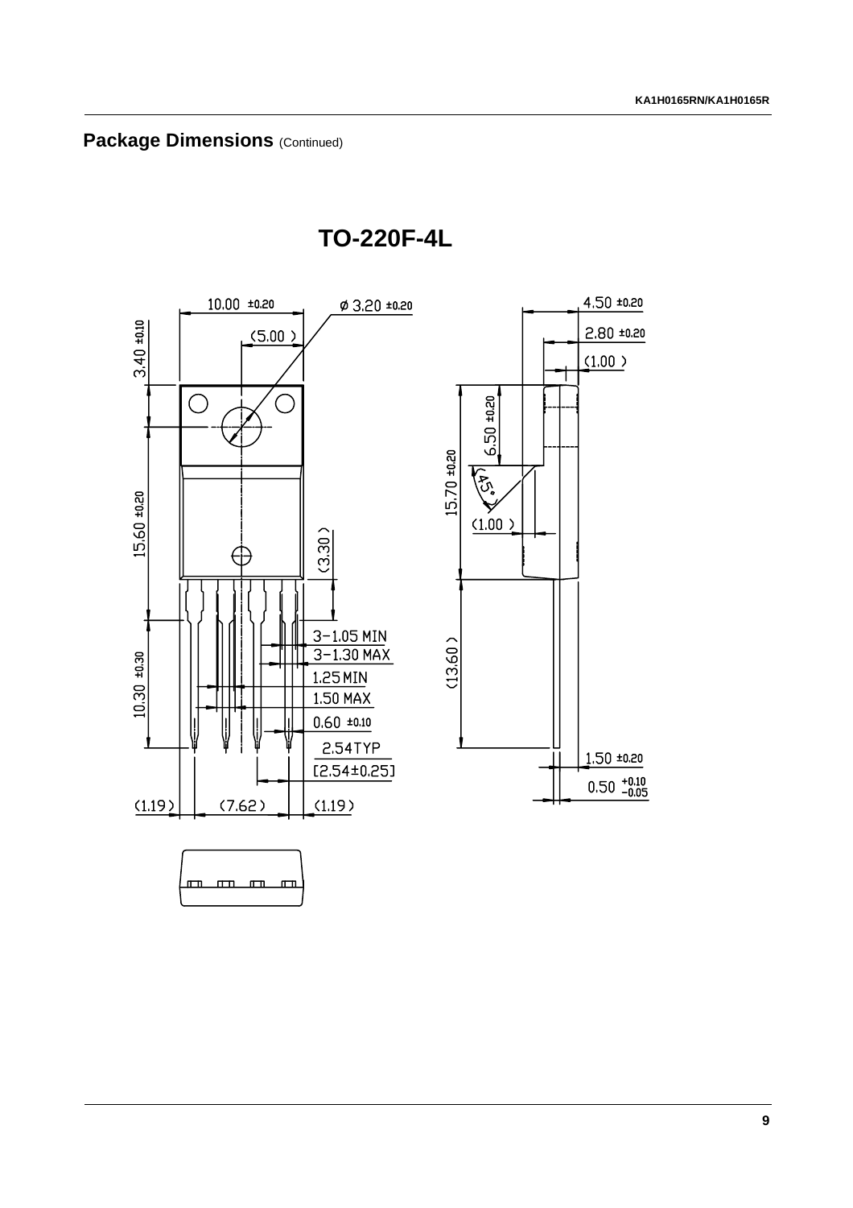## Package Dimensions (Continued)

**TO-220F-4L**

10.00 ±0.20

ø 3.20 ±0.20

(5.00 )

3.40 ±0.10

15.60 ±0.20

(3.30 )

3-1.05 MIN

3-1.30 MAX

1.25 MIN

1.50 MAX

0.60 ±0.10

2.54TYP

[2.54±0.25]

10.30 ±0.30

(1.19)

(7.62)

(1.19)

4.50 ±0.20

2.80 ±0.20

(1.00 )

6.50 ±0.20

15.70 ±0.20

(45°)

(1.00 )

(13.60 )

1.50 ±0.20

0.50 $^{+0.10}_{-0.05}$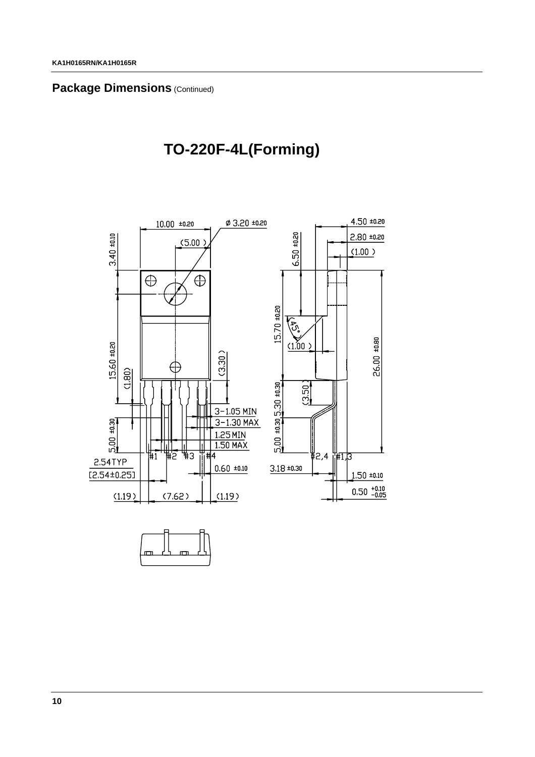## Package Dimensions (Continued)

# TO-220F-4L(Forming)

10.00 ±0.20

ø 3.20 ±0.20

(5.00)

3.40 ±0.10

15.60 ±0.20

(1.80)

(3.30)

5.00 ±0.30

3−1.05 MIN

3−1.30 MAX

1.25 MIN

1.50 MAX

#1 #2 #3 #4

2.54TYP

[2.54±0.25]

0.60 ±0.10

(1.19) (7.62) (1.19)

4.50 ±0.20

2.80 ±0.20

(1.00)

6.50 ±0.20

15.70 ±0.20

(45°)

(1.00)

26.00 ±0.80

5.30 ±0.30

(3.50)

5.00 ±0.30

#2,4 #1,3

3.18 ±0.30

1.50 ±0.10

0.50 +0.10 −0.05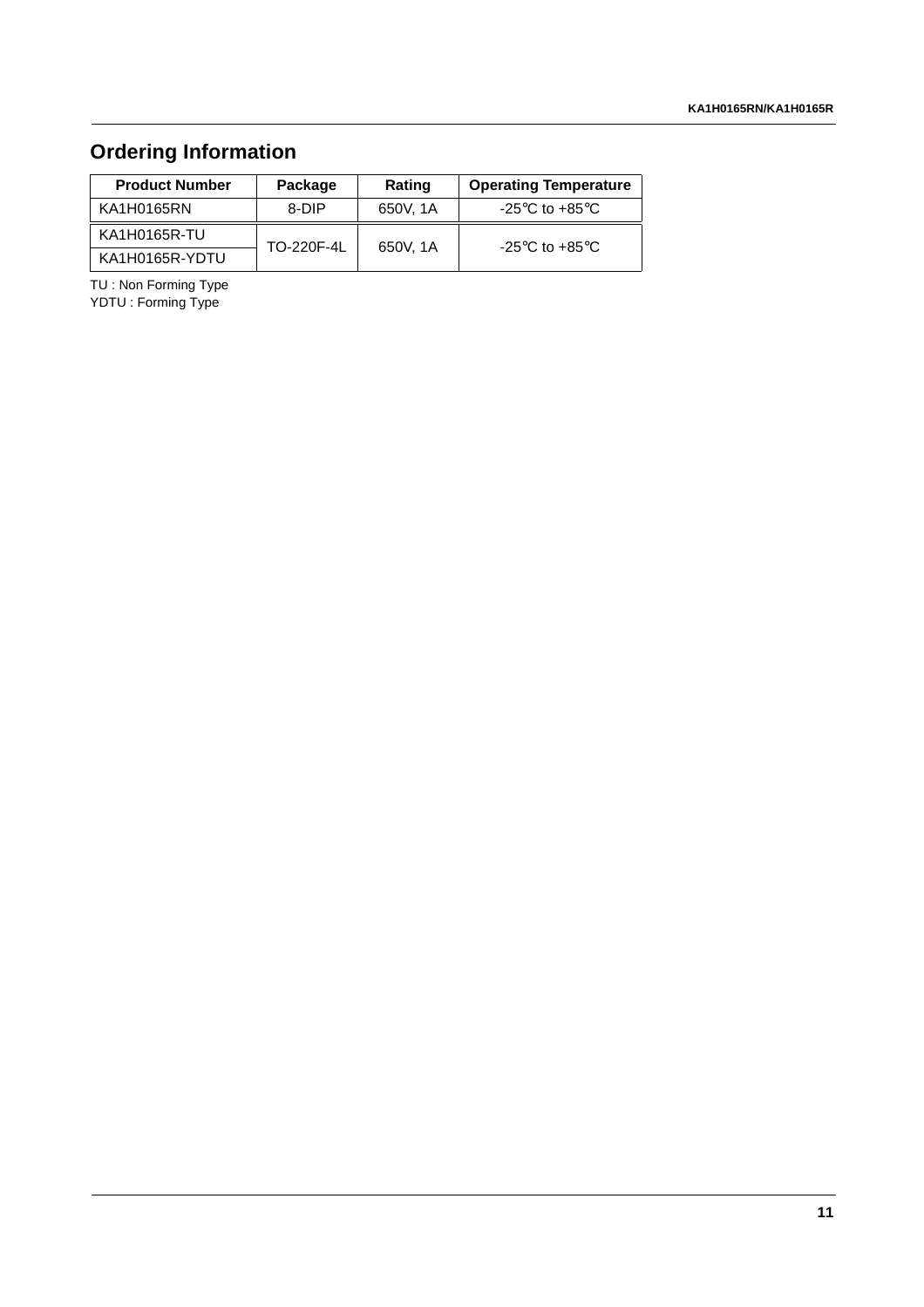## Ordering Information

| Product Number | Package | Rating | Operating Temperature |
|---|---|---|---|
| KA1H0165RN | 8-DIP | 650V, 1A | -25°C to +85°C |
| KA1H0165R-TU | TO-220F-4L | 650V, 1A | -25°C to +85°C |
| KA1H0165R-YDTU | | | |

TU : Non Forming Type
YDTU : Forming Type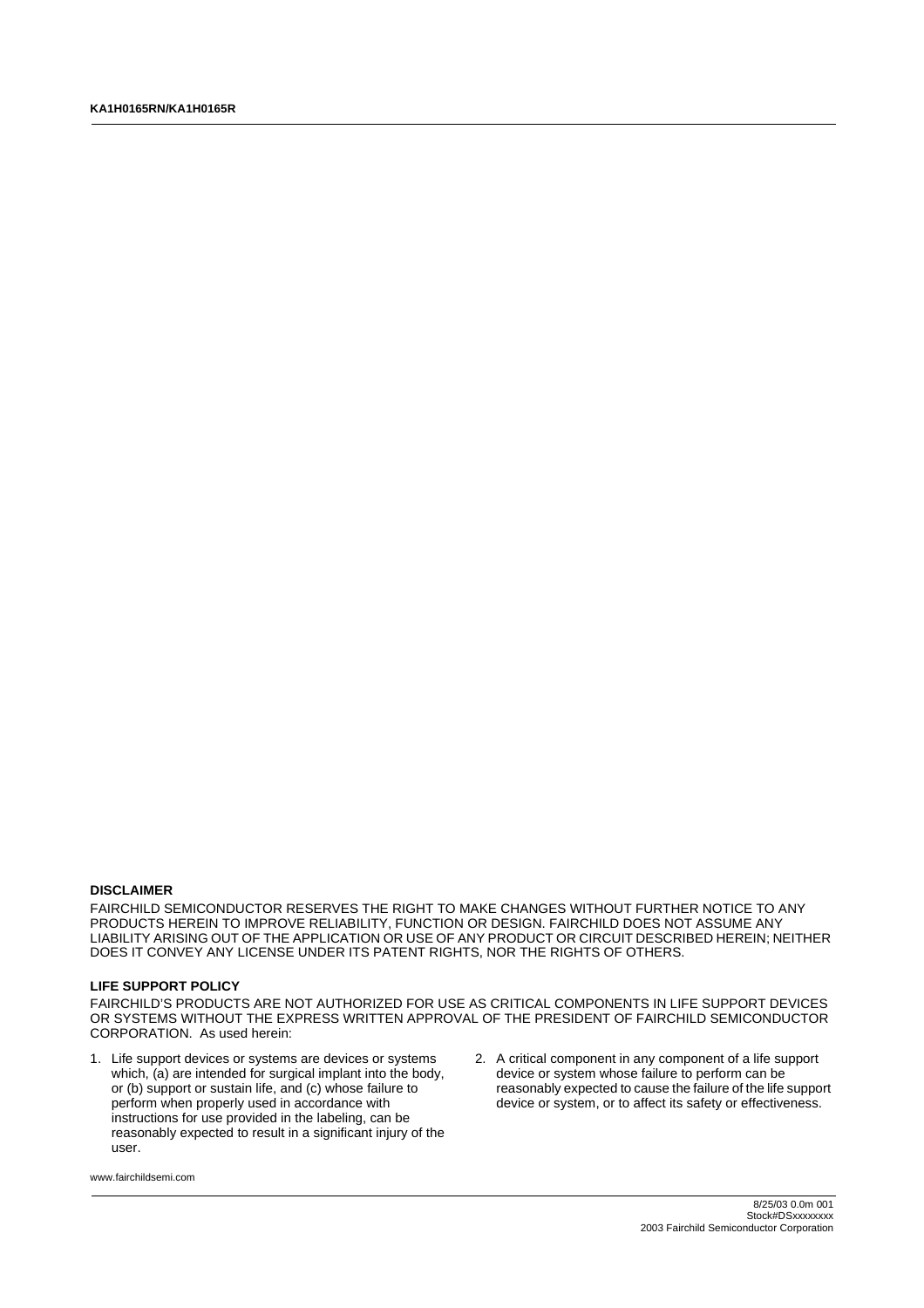**DISCLAIMER**

FAIRCHILD SEMICONDUCTOR RESERVES THE RIGHT TO MAKE CHANGES WITHOUT FURTHER NOTICE TO ANY PRODUCTS HEREIN TO IMPROVE RELIABILITY, FUNCTION OR DESIGN. FAIRCHILD DOES NOT ASSUME ANY LIABILITY ARISING OUT OF THE APPLICATION OR USE OF ANY PRODUCT OR CIRCUIT DESCRIBED HEREIN; NEITHER DOES IT CONVEY ANY LICENSE UNDER ITS PATENT RIGHTS, NOR THE RIGHTS OF OTHERS.

**LIFE SUPPORT POLICY**

FAIRCHILD'S PRODUCTS ARE NOT AUTHORIZED FOR USE AS CRITICAL COMPONENTS IN LIFE SUPPORT DEVICES OR SYSTEMS WITHOUT THE EXPRESS WRITTEN APPROVAL OF THE PRESIDENT OF FAIRCHILD SEMICONDUCTOR CORPORATION. As used herein:

1. Life support devices or systems are devices or systems which, (a) are intended for surgical implant into the body, or (b) support or sustain life, and (c) whose failure to perform when properly used in accordance with instructions for use provided in the labeling, can be reasonably expected to result in a significant injury of the user.
2. A critical component in any component of a life support device or system whose failure to perform can be reasonably expected to cause the failure of the life support device or system, or to affect its safety or effectiveness.

www.fairchildsemi.com

8/25/03 0.0m 001
Stock#DSxxxxxxxx
2003 Fairchild Semiconductor Corporation